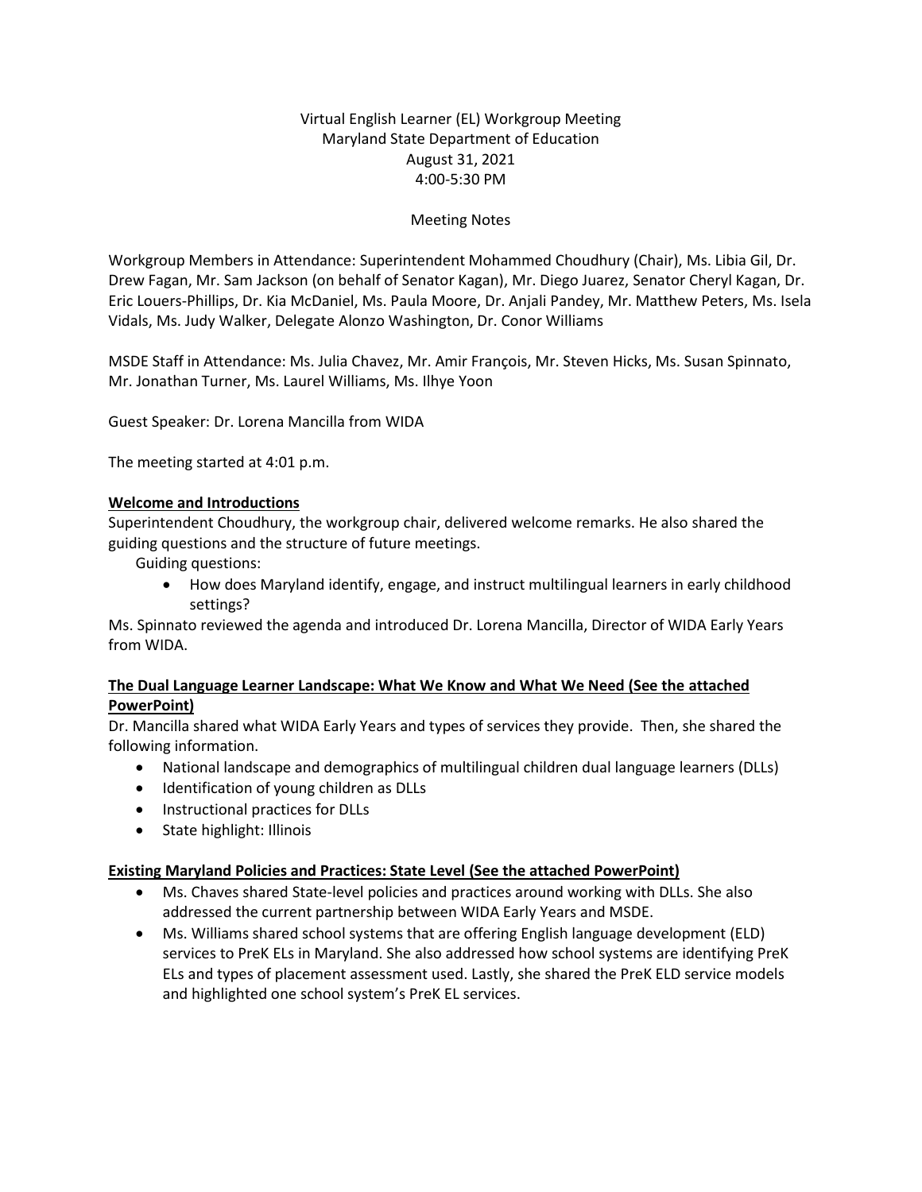Virtual English Learner (EL) Workgroup Meeting
Maryland State Department of Education
August 31, 2021
4:00-5:30 PM

Meeting Notes

Workgroup Members in Attendance: Superintendent Mohammed Choudhury (Chair), Ms. Libia Gil, Dr. Drew Fagan, Mr. Sam Jackson (on behalf of Senator Kagan), Mr. Diego Juarez, Senator Cheryl Kagan, Dr. Eric Louers-Phillips, Dr. Kia McDaniel, Ms. Paula Moore, Dr. Anjali Pandey, Mr. Matthew Peters, Ms. Isela Vidals, Ms. Judy Walker, Delegate Alonzo Washington, Dr. Conor Williams

MSDE Staff in Attendance: Ms. Julia Chavez, Mr. Amir François, Mr. Steven Hicks, Ms. Susan Spinnato, Mr. Jonathan Turner, Ms. Laurel Williams, Ms. Ilhye Yoon

Guest Speaker: Dr. Lorena Mancilla from WIDA

The meeting started at 4:01 p.m.

**Welcome and Introductions**

Superintendent Choudhury, the workgroup chair, delivered welcome remarks. He also shared the guiding questions and the structure of future meetings.

Guiding questions:

- How does Maryland identify, engage, and instruct multilingual learners in early childhood settings?

Ms. Spinnato reviewed the agenda and introduced Dr. Lorena Mancilla, Director of WIDA Early Years from WIDA.

**The Dual Language Learner Landscape: What We Know and What We Need (See the attached PowerPoint)**

Dr. Mancilla shared what WIDA Early Years and types of services they provide. Then, she shared the following information.

- National landscape and demographics of multilingual children dual language learners (DLLs)
- Identification of young children as DLLs
- Instructional practices for DLLs
- State highlight: Illinois

**Existing Maryland Policies and Practices: State Level (See the attached PowerPoint)**

- Ms. Chaves shared State-level policies and practices around working with DLLs. She also addressed the current partnership between WIDA Early Years and MSDE.
- Ms. Williams shared school systems that are offering English language development (ELD) services to PreK ELs in Maryland. She also addressed how school systems are identifying PreK ELs and types of placement assessment used. Lastly, she shared the PreK ELD service models and highlighted one school system's PreK EL services.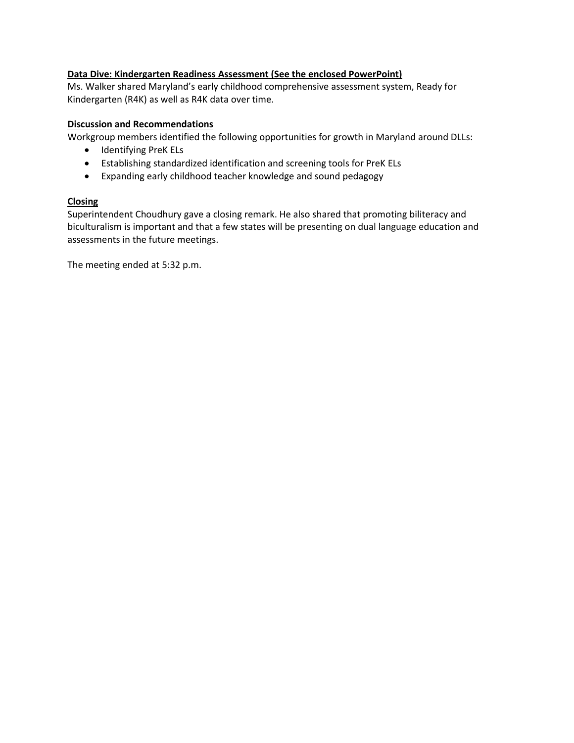**Data Dive: Kindergarten Readiness Assessment (See the enclosed PowerPoint)**

Ms. Walker shared Maryland's early childhood comprehensive assessment system, Ready for Kindergarten (R4K) as well as R4K data over time.

**Discussion and Recommendations**

Workgroup members identified the following opportunities for growth in Maryland around DLLs:

- Identifying PreK ELs
- Establishing standardized identification and screening tools for PreK ELs
- Expanding early childhood teacher knowledge and sound pedagogy

**Closing**

Superintendent Choudhury gave a closing remark. He also shared that promoting biliteracy and biculturalism is important and that a few states will be presenting on dual language education and assessments in the future meetings.

The meeting ended at 5:32 p.m.